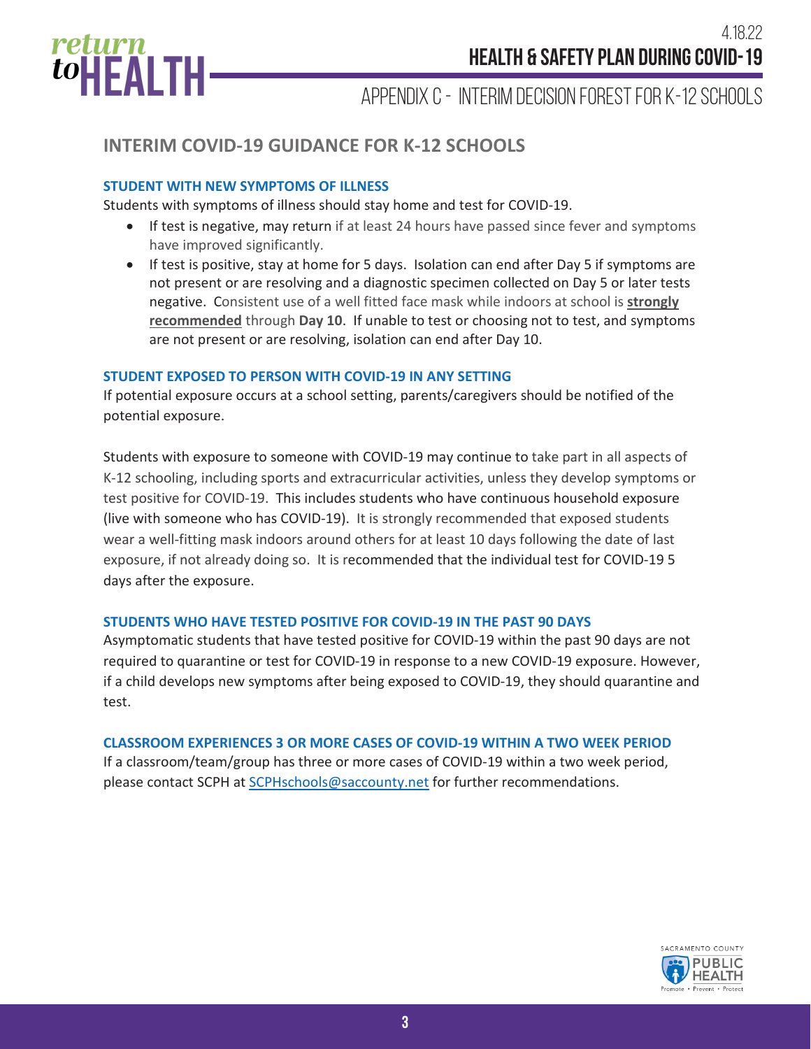# INTERIM COVID-19 GUIDANCE FOR K-12 SCHOOLS

### STUDENT WITH NEW SYMPTOMS OF ILLNESS

Students with symptoms of illness should stay home and test for COVID-19.

- If test is negative, may return if at least 24 hours have passed since fever and symptoms have improved significantly.
- If test is positive, stay at home for 5 days. Isolation can end after Day 5 if symptoms are not present or are resolving and a diagnostic specimen collected on Day 5 or later tests negative. Consistent use of a well fitted face mask while indoors at school is **strongly recommended** through **Day 10**. If unable to test or choosing not to test, and symptoms are not present or are resolving, isolation can end after Day 10.

### STUDENT EXPOSED TO PERSON WITH COVID-19 IN ANY SETTING

If potential exposure occurs at a school setting, parents/caregivers should be notified of the potential exposure.

Students with exposure to someone with COVID-19 may continue to take part in all aspects of K-12 schooling, including sports and extracurricular activities, unless they develop symptoms or test positive for COVID-19. This includes students who have continuous household exposure (live with someone who has COVID-19). It is strongly recommended that exposed students wear a well-fitting mask indoors around others for at least 10 days following the date of last exposure, if not already doing so. It is recommended that the individual test for COVID-19 5 days after the exposure.

### STUDENTS WHO HAVE TESTED POSITIVE FOR COVID-19 IN THE PAST 90 DAYS

Asymptomatic students that have tested positive for COVID-19 within the past 90 days are not required to quarantine or test for COVID-19 in response to a new COVID-19 exposure. However, if a child develops new symptoms after being exposed to COVID-19, they should quarantine and test.

### CLASSROOM EXPERIENCES 3 OR MORE CASES OF COVID-19 WITHIN A TWO WEEK PERIOD

If a classroom/team/group has three or more cases of COVID-19 within a two week period, please contact SCPH at SCPHschools@saccounty.net for further recommendations.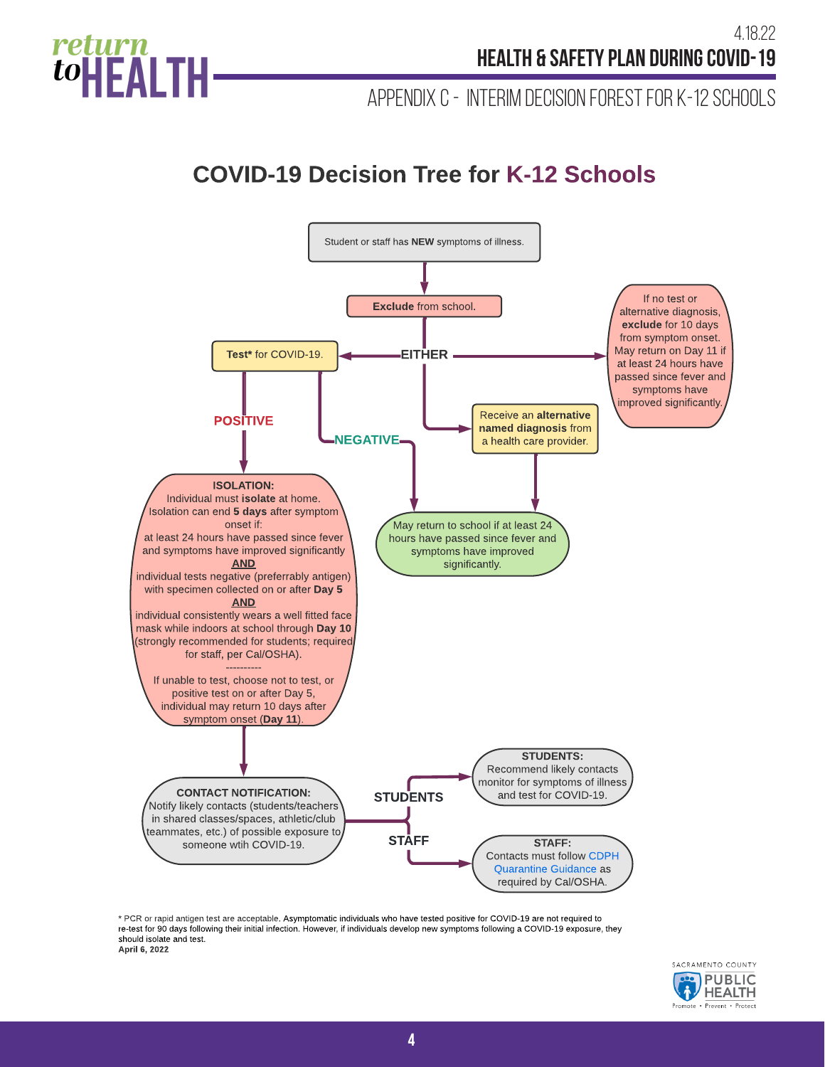# APPENDIX C - INTERIM DECISION FOREST FOR K-12 SCHOOLS

## COVID-19 Decision Tree for K-12 Schools

Student or staff has **NEW** symptoms of illness.

**Exclude** from school.

EITHER

**Test*** for COVID-19.

POSITIVE

**ISOLATION:**
Individual must **isolate** at home.
Isolation can end **5 days** after symptom onset if:
at least 24 hours have passed since fever and symptoms have improved significantly
**AND**
individual tests negative (preferrably antigen) with specimen collected on or after **Day 5**
**AND**
individual consistently wears a well fitted face mask while indoors at school through **Day 10** (strongly recommended for students; required for staff, per Cal/OSHA).
----------
If unable to test, choose not to test, or positive test on or after Day 5, individual may return 10 days after symptom onset (**Day 11**).

**CONTACT NOTIFICATION:**
Notify likely contacts (students/teachers in shared classes/spaces, athletic/club teammates, etc.) of possible exposure to someone wtih COVID-19.

STUDENTS

**STUDENTS:**
Recommend likely contacts monitor for symptoms of illness and test for COVID-19.

STAFF

**STAFF:**
Contacts must follow CDPH Quarantine Guidance as required by Cal/OSHA.

NEGATIVE

Receive an **alternative named diagnosis** from a health care provider.

May return to school if at least 24 hours have passed since fever and symptoms have improved significantly.

If no test or alternative diagnosis, **exclude** for 10 days from symptom onset. May return on Day 11 if at least 24 hours have passed since fever and symptoms have improved significantly.

* PCR or rapid antigen test are acceptable. Asymptomatic individuals who have tested positive for COVID-19 are not required to re-test for 90 days following their initial infection. However, if individuals develop new symptoms following a COVID-19 exposure, they should isolate and test.
**April 6, 2022**